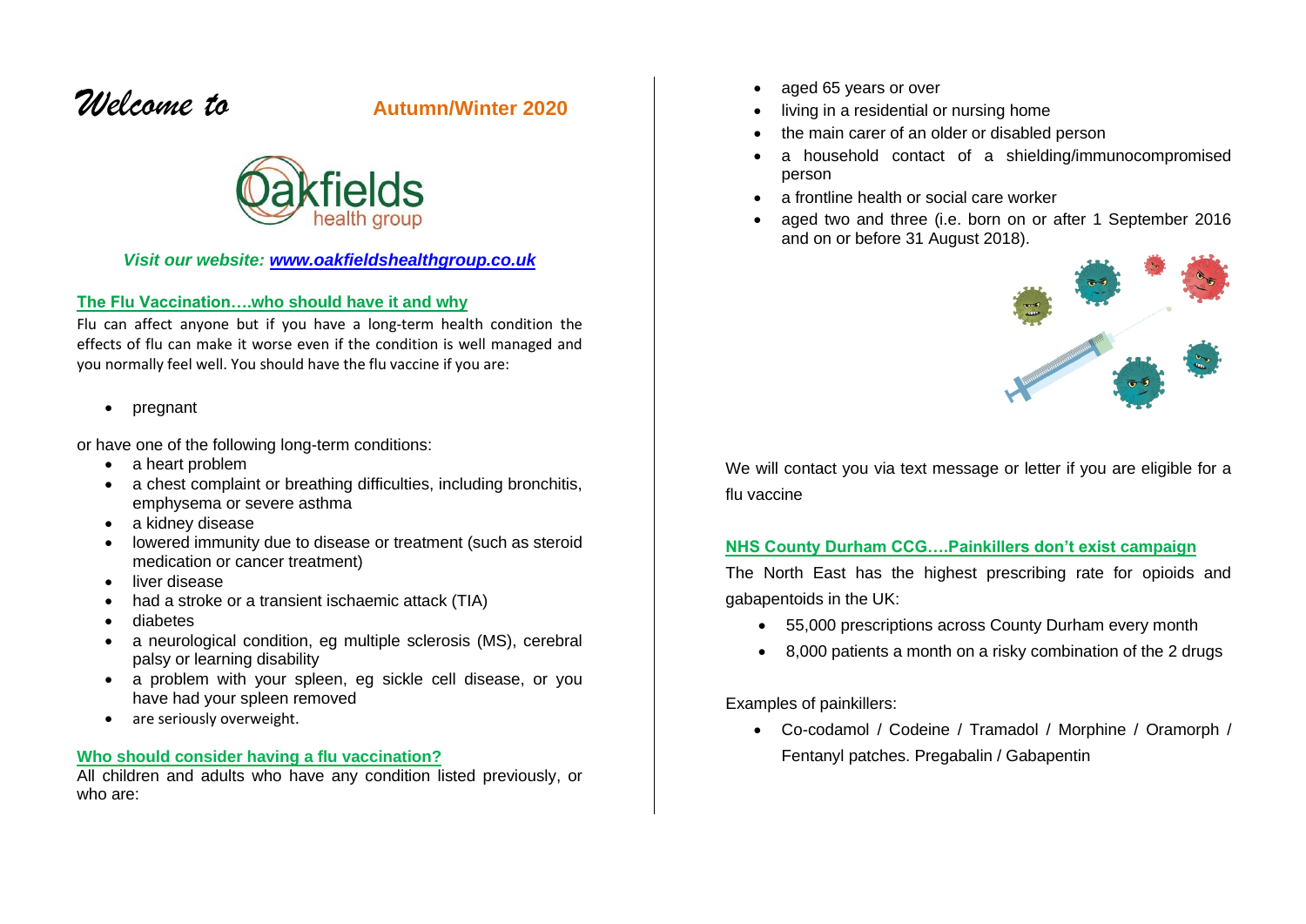# *Welcome to* Autumn/Winter 2020

Oakfields health group

***Visit our website: [www.oakfieldshealthgroup.co.uk](http://www.oakfieldshealthgroup.co.uk)***

## The Flu Vaccination….who should have it and why

Flu can affect anyone but if you have a long-term health condition the effects of flu can make it worse even if the condition is well managed and you normally feel well. You should have the flu vaccine if you are:

- pregnant

or have one of the following long-term conditions:

- a heart problem
- a chest complaint or breathing difficulties, including bronchitis, emphysema or severe asthma
- a kidney disease
- lowered immunity due to disease or treatment (such as steroid medication or cancer treatment)
- liver disease
- had a stroke or a transient ischaemic attack (TIA)
- diabetes
- a neurological condition, eg multiple sclerosis (MS), cerebral palsy or learning disability
- a problem with your spleen, eg sickle cell disease, or you have had your spleen removed
- are seriously overweight.

## Who should consider having a flu vaccination?

All children and adults who have any condition listed previously, or who are:

- aged 65 years or over
- living in a residential or nursing home
- the main carer of an older or disabled person
- a household contact of a shielding/immunocompromised person
- a frontline health or social care worker
- aged two and three (i.e. born on or after 1 September 2016 and on or before 31 August 2018).

We will contact you via text message or letter if you are eligible for a flu vaccine

## NHS County Durham CCG….Painkillers don't exist campaign

The North East has the highest prescribing rate for opioids and gabapentoids in the UK:

- 55,000 prescriptions across County Durham every month
- 8,000 patients a month on a risky combination of the 2 drugs

Examples of painkillers:

- Co-codamol / Codeine / Tramadol / Morphine / Oramorph / Fentanyl patches. Pregabalin / Gabapentin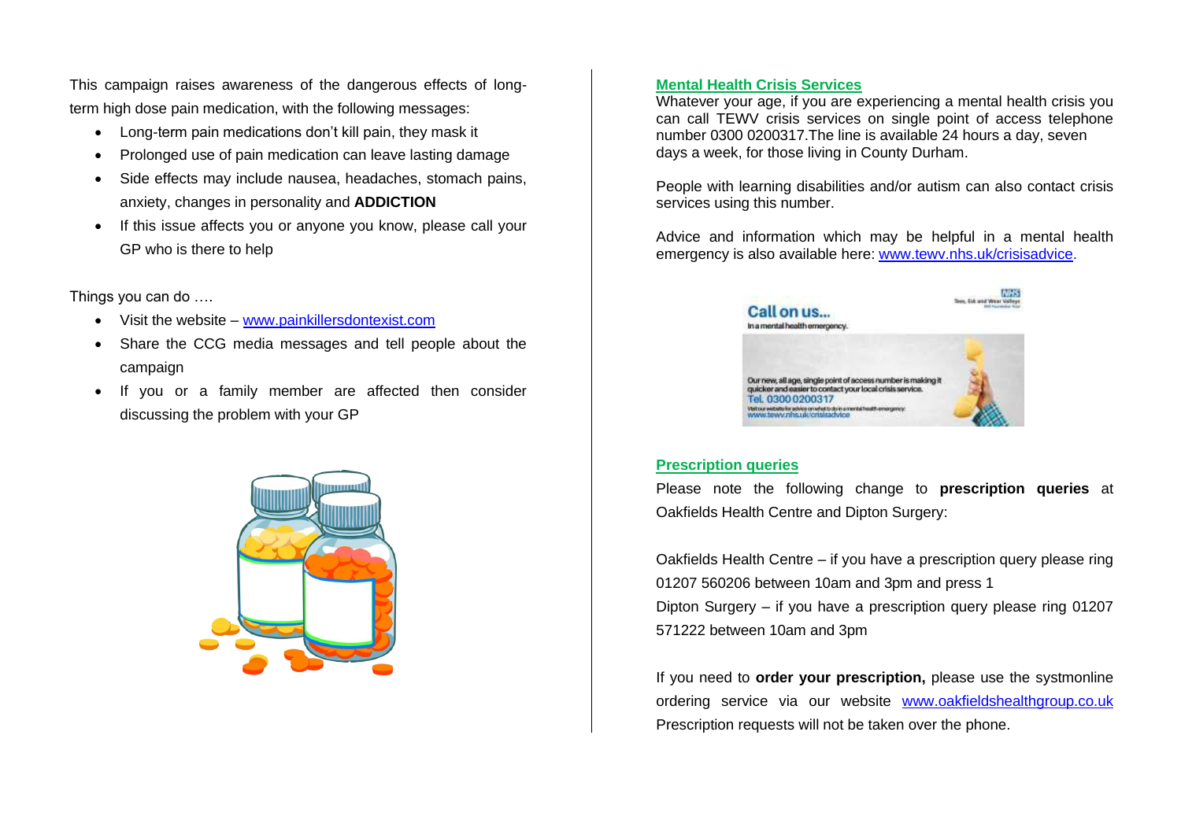This campaign raises awareness of the dangerous effects of long-term high dose pain medication, with the following messages:

- Long-term pain medications don't kill pain, they mask it
- Prolonged use of pain medication can leave lasting damage
- Side effects may include nausea, headaches, stomach pains, anxiety, changes in personality and **ADDICTION**
- If this issue affects you or anyone you know, please call your GP who is there to help

Things you can do ….

- Visit the website – www.painkillersdontexist.com
- Share the CCG media messages and tell people about the campaign
- If you or a family member are affected then consider discussing the problem with your GP

## Mental Health Crisis Services

Whatever your age, if you are experiencing a mental health crisis you can call TEWV crisis services on single point of access telephone number 0300 0200317.The line is available 24 hours a day, seven days a week, for those living in County Durham.

People with learning disabilities and/or autism can also contact crisis services using this number.

Advice and information which may be helpful in a mental health emergency is also available here: www.tewv.nhs.uk/crisisadvice.

Call on us...

In a mental health emergency.

Our new, all age, single point of access number is making it quicker and easier to contact your local crisis service.

Tel. 0300 0200317

Visit our website for advice on what to do in a mental health emergency: www.tewv.nhs.uk/crisisadvice

## Prescription queries

Please note the following change to **prescription queries** at Oakfields Health Centre and Dipton Surgery:

Oakfields Health Centre – if you have a prescription query please ring 01207 560206 between 10am and 3pm and press 1

Dipton Surgery – if you have a prescription query please ring 01207 571222 between 10am and 3pm

If you need to **order your prescription,** please use the systmonline ordering service via our website www.oakfieldshealthgroup.co.uk Prescription requests will not be taken over the phone.